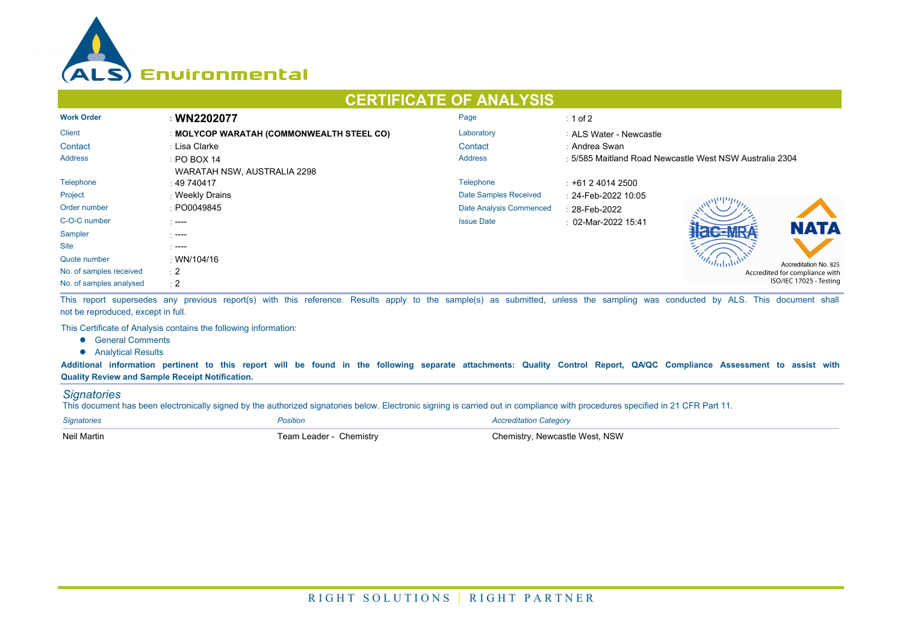# CERTIFICATE OF ANALYSIS

| | | | |
|---|---|---|---|
| **Work Order** | : **WN2202077** | Page | : 1 of 2 |
| Client | : **MOLYCOP WARATAH (COMMONWEALTH STEEL CO)** | Laboratory | : ALS Water - Newcastle |
| Contact | : Lisa Clarke | Contact | : Andrea Swan |
| Address | : PO BOX 14 WARATAH NSW, AUSTRALIA 2298 | Address | : 5/585 Maitland Road Newcastle West NSW Australia 2304 |
| Telephone | : 49 740417 | Telephone | : +61 2 4014 2500 |
| Project | : Weekly Drains | Date Samples Received | : 24-Feb-2022 10:05 |
| Order number | : PO0049845 | Date Analysis Commenced | : 28-Feb-2022 |
| C-O-C number | : ---- | Issue Date | : 02-Mar-2022 15:41 |
| Sampler | : ---- | | |
| Site | : ---- | | |
| Quote number | : WN/104/16 | | |
| No. of samples received | : 2 | | |
| No. of samples analysed | : 2 | | |

Accreditation No. 825
Accredited for compliance with ISO/IEC 17025 - Testing

This report supersedes any previous report(s) with this reference. Results apply to the sample(s) as submitted, unless the sampling was conducted by ALS. This document shall not be reproduced, except in full.

This Certificate of Analysis contains the following information:

- General Comments
- Analytical Results

**Additional information pertinent to this report will be found in the following separate attachments: Quality Control Report, QA/QC Compliance Assessment to assist with Quality Review and Sample Receipt Notification.**

## *Signatories*

This document has been electronically signed by the authorized signatories below. Electronic signing is carried out in compliance with procedures specified in 21 CFR Part 11.

| *Signatories* | *Position* | *Accreditation Category* |
|---|---|---|
| Neil Martin | Team Leader - Chemistry | Chemistry, Newcastle West, NSW |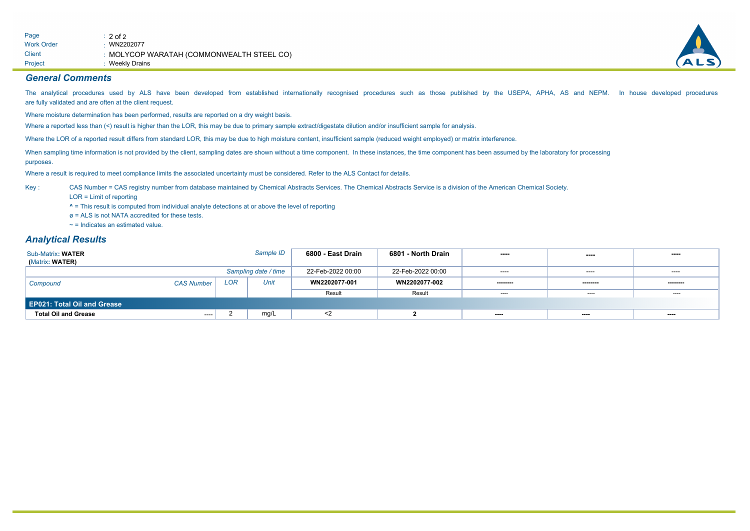## General Comments

The analytical procedures used by ALS have been developed from established internationally recognised procedures such as those published by the USEPA, APHA, AS and NEPM. In house developed procedures are fully validated and are often at the client request.

Where moisture determination has been performed, results are reported on a dry weight basis.

Where a reported less than (<) result is higher than the LOR, this may be due to primary sample extract/digestate dilution and/or insufficient sample for analysis.

Where the LOR of a reported result differs from standard LOR, this may be due to high moisture content, insufficient sample (reduced weight employed) or matrix interference.

When sampling time information is not provided by the client, sampling dates are shown without a time component. In these instances, the time component has been assumed by the laboratory for processing purposes.

Where a result is required to meet compliance limits the associated uncertainty must be considered. Refer to the ALS Contact for details.

Key : CAS Number = CAS registry number from database maintained by Chemical Abstracts Services. The Chemical Abstracts Service is a division of the American Chemical Society.
LOR = Limit of reporting
^ = This result is computed from individual analyte detections at or above the level of reporting
ø = ALS is not NATA accredited for these tests.
~ = Indicates an estimated value.

## Analytical Results

| Sub-Matrix: **WATER** (Matrix: **WATER**) | | | *Sample ID* | **6800 - East Drain** | **6801 - North Drain** | ---- | ---- | ---- |
|---|---|---|---|---|---|---|---|---|
| | | | *Sampling date / time* | 22-Feb-2022 00:00 | 22-Feb-2022 00:00 | ---- | ---- | ---- |
| *Compound* | *CAS Number* | *LOR* | *Unit* | **WN2202077-001** | **WN2202077-002** | -------- | -------- | -------- |
| | | | | Result | Result | ---- | ---- | ---- |
| **EP021: Total Oil and Grease** | | | | | | | | |
| **Total Oil and Grease** | ---- | 2 | mg/L | <2 | **2** | ---- | ---- | ---- |